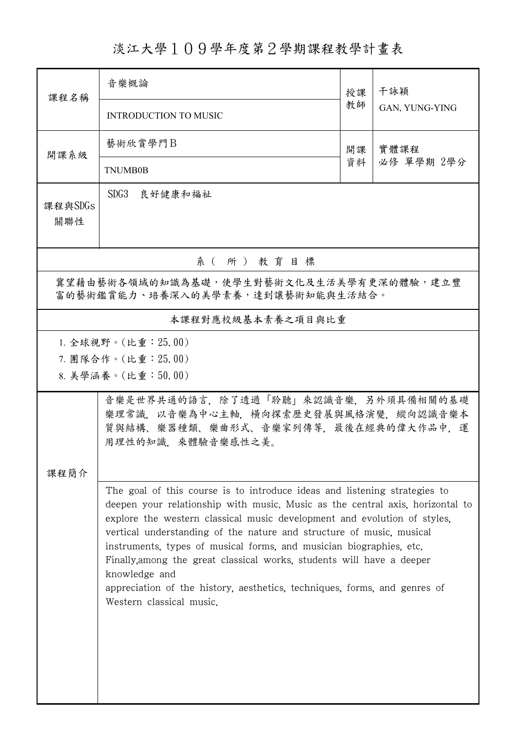# 淡江大學１０９學年度第２學期課程教學計畫表

| 課程名稱 | 音樂概論<br>INTRODUCTION TO MUSIC | 授課教師 | 干詠穎<br>GAN, YUNG-YING |
|---|---|---|---|
| 開課系級 | 藝術欣賞學門Ｂ<br>TNUMB0B | 開課資料 | 實體課程<br>必修 單學期 2學分 |
| 課程與SDGs關聯性 | SDG3　良好健康和福祉 | | |

## 系（所）教育目標

冀望藉由藝術各領域的知識為基礎，使學生對藝術文化及生活美學有更深的體驗，建立豐富的藝術鑑賞能力、培養深入的美學素養，達到讓藝術知能與生活結合。

## 本課程對應校級基本素養之項目與比重

1. 全球視野。(比重：25.00)
7. 團隊合作。(比重：25.00)
8. 美學涵養。(比重：50.00)

## 課程簡介

音樂是世界共通的語言，除了透過「聆聽」來認識音樂，另外須具備相關的基礎樂理常識，以音樂為中心主軸，橫向探索歷史發展與風格演變，縱向認識音樂本質與結構、樂器種類、樂曲形式、音樂家列傳等，最後在經典的偉大作品中，運用理性的知識，來體驗音樂感性之美。

The goal of this course is to introduce ideas and listening strategies to deepen your relationship with music. Music as the central axis, horizontal to explore the western classical music development and evolution of styles, vertical understanding of the nature and structure of music, musical instruments, types of musical forms, and musician biographies, etc. Finally,among the great classical works, students will have a deeper knowledge and
appreciation of the history, aesthetics, techniques, forms, and genres of Western classical music.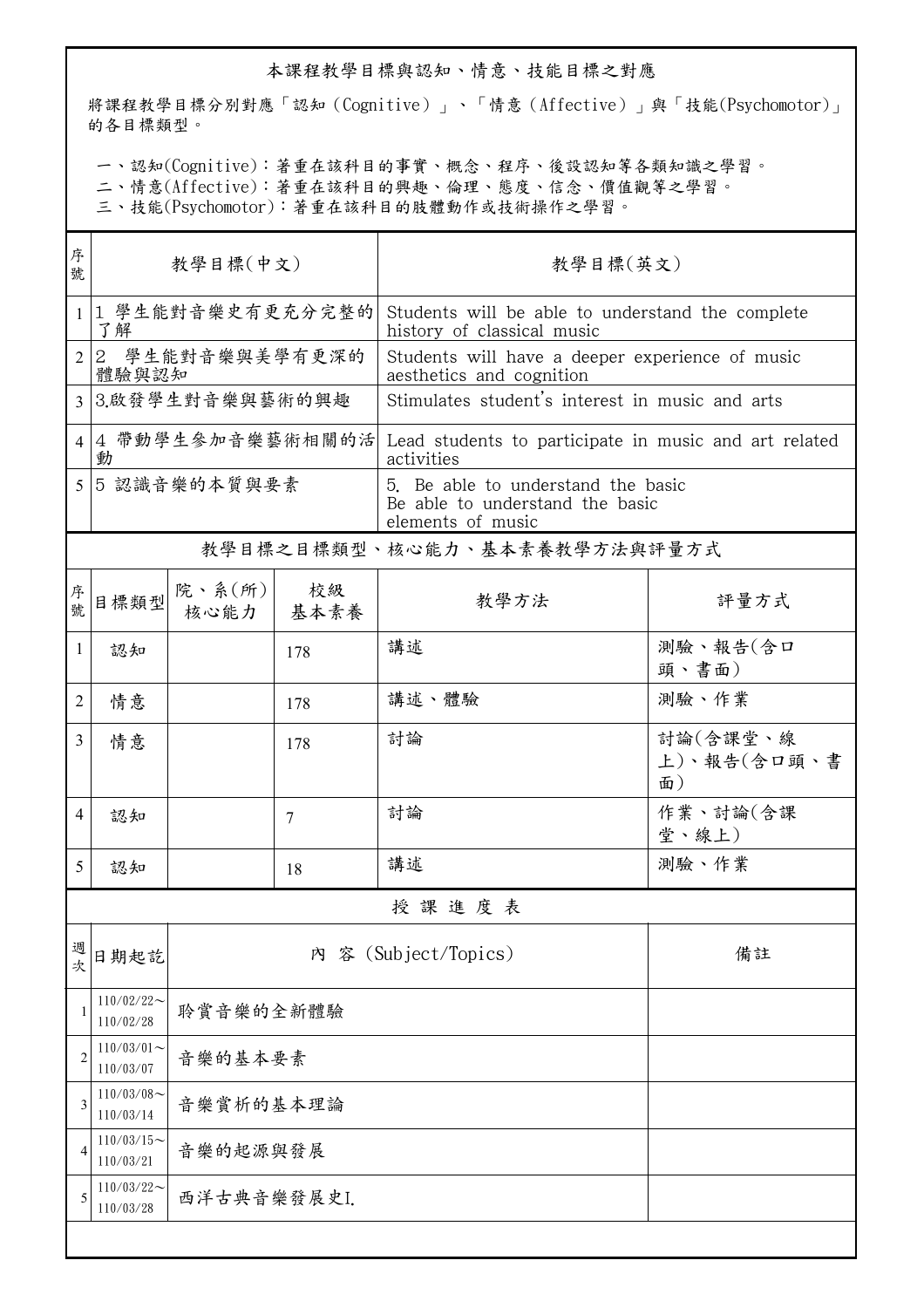## 本課程教學目標與認知、情意、技能目標之對應

將課程教學目標分別對應「認知（Cognitive）」、「情意（Affective）」與「技能(Psychomotor)」的各目標類型。

一、認知(Cognitive)：著重在該科目的事實、概念、程序、後設認知等各類知識之學習。
二、情意(Affective)：著重在該科目的興趣、倫理、態度、信念、價值觀等之學習。
三、技能(Psychomotor)：著重在該科目的肢體動作或技術操作之學習。

| 序號 | 教學目標(中文) | 教學目標(英文) |
|---|---|---|
| 1 | 1 學生能對音樂史有更充分完整的了解 | Students will be able to understand the complete history of classical music |
| 2 | 2 學生能對音樂與美學有更深的體驗與認知 | Students will have a deeper experience of music aesthetics and cognition |
| 3 | 3.啟發學生對音樂與藝術的興趣 | Stimulates student's interest in music and arts |
| 4 | 4 帶動學生參加音樂藝術相關的活動 | Lead students to participate in music and art related activities |
| 5 | 5 認識音樂的本質與要素 | 5. Be able to understand the basic Be able to understand the basic elements of music |

## 教學目標之目標類型、核心能力、基本素養教學方法與評量方式

| 序號 | 目標類型 | 院、系(所)核心能力 | 校級基本素養 | 教學方法 | 評量方式 |
|---|---|---|---|---|---|
| 1 | 認知 | | 178 | 講述 | 測驗、報告(含口頭、書面) |
| 2 | 情意 | | 178 | 講述、體驗 | 測驗、作業 |
| 3 | 情意 | | 178 | 討論 | 討論(含課堂、線上)、報告(含口頭、書面) |
| 4 | 認知 | | 7 | 討論 | 作業、討論(含課堂、線上) |
| 5 | 認知 | | 18 | 講述 | 測驗、作業 |

## 授 課 進 度 表

| 週次 | 日期起訖 | 內 容 (Subject/Topics) | 備註 |
|---|---|---|---|
| 1 | 110/02/22～110/02/28 | 聆賞音樂的全新體驗 | |
| 2 | 110/03/01～110/03/07 | 音樂的基本要素 | |
| 3 | 110/03/08～110/03/14 | 音樂賞析的基本理論 | |
| 4 | 110/03/15～110/03/21 | 音樂的起源與發展 | |
| 5 | 110/03/22～110/03/28 | 西洋古典音樂發展史I. | |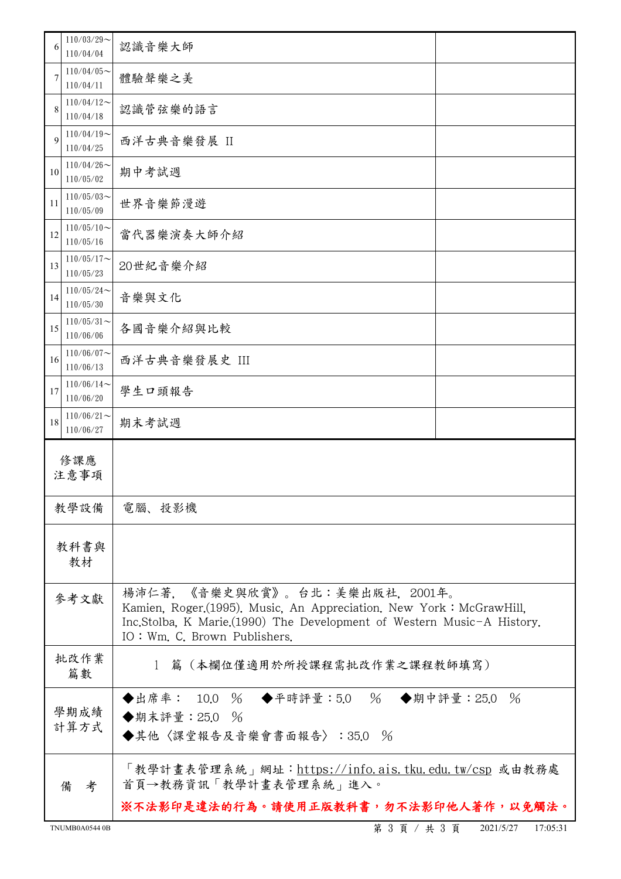| | | | |
|---|---|---|---|
| 6 | 110/03/29～<br>110/04/04 | 認識音樂大師 | |
| 7 | 110/04/05～<br>110/04/11 | 體驗聲樂之美 | |
| 8 | 110/04/12～<br>110/04/18 | 認識管弦樂的語言 | |
| 9 | 110/04/19～<br>110/04/25 | 西洋古典音樂發展 II | |
| 10 | 110/04/26～<br>110/05/02 | 期中考試週 | |
| 11 | 110/05/03～<br>110/05/09 | 世界音樂節漫遊 | |
| 12 | 110/05/10～<br>110/05/16 | 當代器樂演奏大師介紹 | |
| 13 | 110/05/17～<br>110/05/23 | 20世紀音樂介紹 | |
| 14 | 110/05/24～<br>110/05/30 | 音樂與文化 | |
| 15 | 110/05/31～<br>110/06/06 | 各國音樂介紹與比較 | |
| 16 | 110/06/07～<br>110/06/13 | 西洋古典音樂發展史 III | |
| 17 | 110/06/14～<br>110/06/20 | 學生口頭報告 | |
| 18 | 110/06/21～<br>110/06/27 | 期末考試週 | |

| | |
|---|---|
| 修課應注意事項 | |
| 教學設備 | 電腦、投影機 |
| 教科書與教材 | |
| 參考文獻 | 楊沛仁著, 《音樂史與欣賞》。台北：美樂出版社, 2001年。<br>Kamien, Roger.(1995). Music, An Appreciation. New York：McGrawHill, Inc.Stolba, K Marie.(1990) The Development of Western Music-A History. IO：Wm. C. Brown Publishers. |
| 批改作業篇數 | 1 篇（本欄位僅適用於所授課程需批改作業之課程教師填寫） |
| 學期成績計算方式 | ◆出席率： 10.0 %　◆平時評量：5.0 %　◆期中評量：25.0 %<br>◆期末評量：25.0 %<br>◆其他〈課堂報告及音樂會書面報告〉：35.0 % |
| 備　考 | 「教學計畫表管理系統」網址：https://info.ais.tku.edu.tw/csp 或由教務處首頁→教務資訊「教學計畫表管理系統」進入。<br>**※不法影印是違法的行為。請使用正版教科書，勿不法影印他人著作，以免觸法。** |

TNUMB0A0544 0B